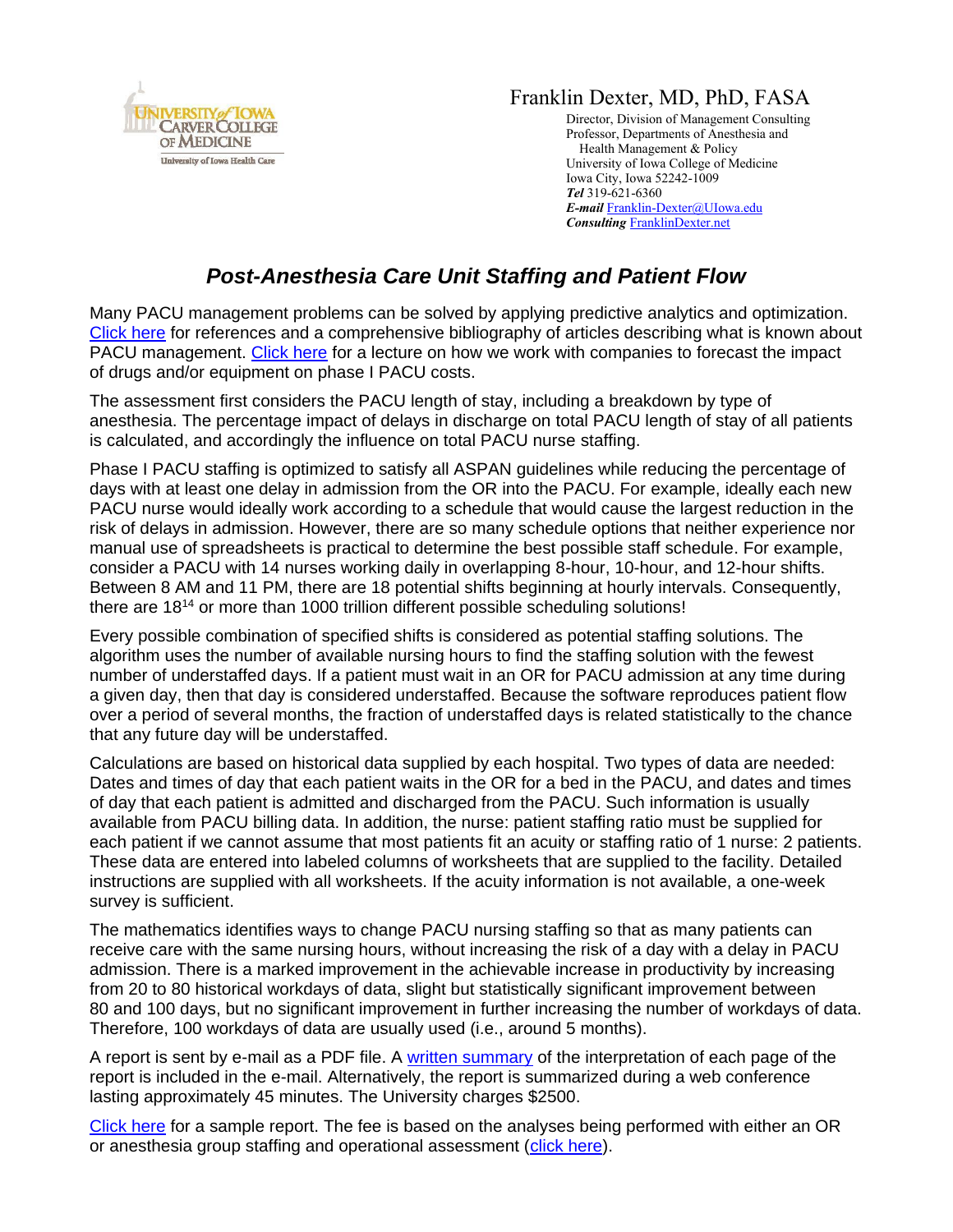University of Iowa Carver College of Medicine
University of Iowa Health Care

Franklin Dexter, MD, PhD, FASA
Director, Division of Management Consulting
Professor, Departments of Anesthesia and
Health Management & Policy
University of Iowa College of Medicine
Iowa City, Iowa 52242-1009
***Tel*** 319-621-6360
***E-mail*** Franklin-Dexter@UIowa.edu
***Consulting*** FranklinDexter.net

# *Post-Anesthesia Care Unit Staffing and Patient Flow*

Many PACU management problems can be solved by applying predictive analytics and optimization. Click here for references and a comprehensive bibliography of articles describing what is known about PACU management. Click here for a lecture on how we work with companies to forecast the impact of drugs and/or equipment on phase I PACU costs.

The assessment first considers the PACU length of stay, including a breakdown by type of anesthesia. The percentage impact of delays in discharge on total PACU length of stay of all patients is calculated, and accordingly the influence on total PACU nurse staffing.

Phase I PACU staffing is optimized to satisfy all ASPAN guidelines while reducing the percentage of days with at least one delay in admission from the OR into the PACU. For example, ideally each new PACU nurse would ideally work according to a schedule that would cause the largest reduction in the risk of delays in admission. However, there are so many schedule options that neither experience nor manual use of spreadsheets is practical to determine the best possible staff schedule. For example, consider a PACU with 14 nurses working daily in overlapping 8-hour, 10-hour, and 12-hour shifts. Between 8 AM and 11 PM, there are 18 potential shifts beginning at hourly intervals. Consequently, there are $18^{14}$ or more than 1000 trillion different possible scheduling solutions!

Every possible combination of specified shifts is considered as potential staffing solutions. The algorithm uses the number of available nursing hours to find the staffing solution with the fewest number of understaffed days. If a patient must wait in an OR for PACU admission at any time during a given day, then that day is considered understaffed. Because the software reproduces patient flow over a period of several months, the fraction of understaffed days is related statistically to the chance that any future day will be understaffed.

Calculations are based on historical data supplied by each hospital. Two types of data are needed: Dates and times of day that each patient waits in the OR for a bed in the PACU, and dates and times of day that each patient is admitted and discharged from the PACU. Such information is usually available from PACU billing data. In addition, the nurse: patient staffing ratio must be supplied for each patient if we cannot assume that most patients fit an acuity or staffing ratio of 1 nurse: 2 patients. These data are entered into labeled columns of worksheets that are supplied to the facility. Detailed instructions are supplied with all worksheets. If the acuity information is not available, a one-week survey is sufficient.

The mathematics identifies ways to change PACU nursing staffing so that as many patients can receive care with the same nursing hours, without increasing the risk of a day with a delay in PACU admission. There is a marked improvement in the achievable increase in productivity by increasing from 20 to 80 historical workdays of data, slight but statistically significant improvement between 80 and 100 days, but no significant improvement in further increasing the number of workdays of data. Therefore, 100 workdays of data are usually used (i.e., around 5 months).

A report is sent by e-mail as a PDF file. A written summary of the interpretation of each page of the report is included in the e-mail. Alternatively, the report is summarized during a web conference lasting approximately 45 minutes. The University charges $2500.

Click here for a sample report. The fee is based on the analyses being performed with either an OR or anesthesia group staffing and operational assessment (click here).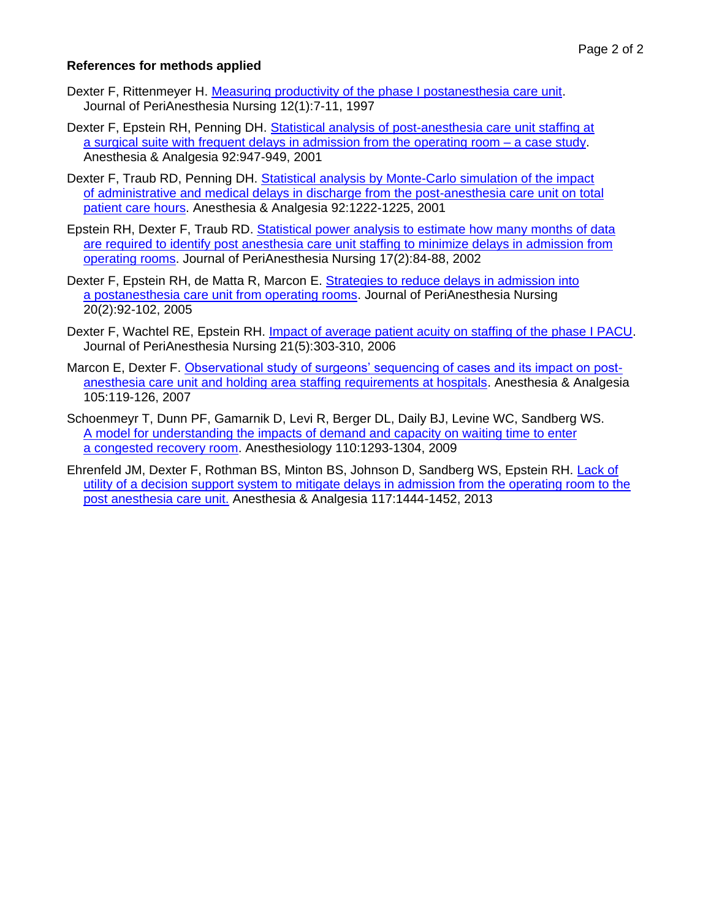**References for methods applied**

Dexter F, Rittenmeyer H. Measuring productivity of the phase I postanesthesia care unit. Journal of PeriAnesthesia Nursing 12(1):7-11, 1997

Dexter F, Epstein RH, Penning DH. Statistical analysis of post-anesthesia care unit staffing at a surgical suite with frequent delays in admission from the operating room – a case study. Anesthesia & Analgesia 92:947-949, 2001

Dexter F, Traub RD, Penning DH. Statistical analysis by Monte-Carlo simulation of the impact of administrative and medical delays in discharge from the post-anesthesia care unit on total patient care hours. Anesthesia & Analgesia 92:1222-1225, 2001

Epstein RH, Dexter F, Traub RD. Statistical power analysis to estimate how many months of data are required to identify post anesthesia care unit staffing to minimize delays in admission from operating rooms. Journal of PeriAnesthesia Nursing 17(2):84-88, 2002

Dexter F, Epstein RH, de Matta R, Marcon E. Strategies to reduce delays in admission into a postanesthesia care unit from operating rooms. Journal of PeriAnesthesia Nursing 20(2):92-102, 2005

Dexter F, Wachtel RE, Epstein RH. Impact of average patient acuity on staffing of the phase I PACU. Journal of PeriAnesthesia Nursing 21(5):303-310, 2006

Marcon E, Dexter F. Observational study of surgeons' sequencing of cases and its impact on post-anesthesia care unit and holding area staffing requirements at hospitals. Anesthesia & Analgesia 105:119-126, 2007

Schoenmeyr T, Dunn PF, Gamarnik D, Levi R, Berger DL, Daily BJ, Levine WC, Sandberg WS. A model for understanding the impacts of demand and capacity on waiting time to enter a congested recovery room. Anesthesiology 110:1293-1304, 2009

Ehrenfeld JM, Dexter F, Rothman BS, Minton BS, Johnson D, Sandberg WS, Epstein RH. Lack of utility of a decision support system to mitigate delays in admission from the operating room to the post anesthesia care unit. Anesthesia & Analgesia 117:1444-1452, 2013